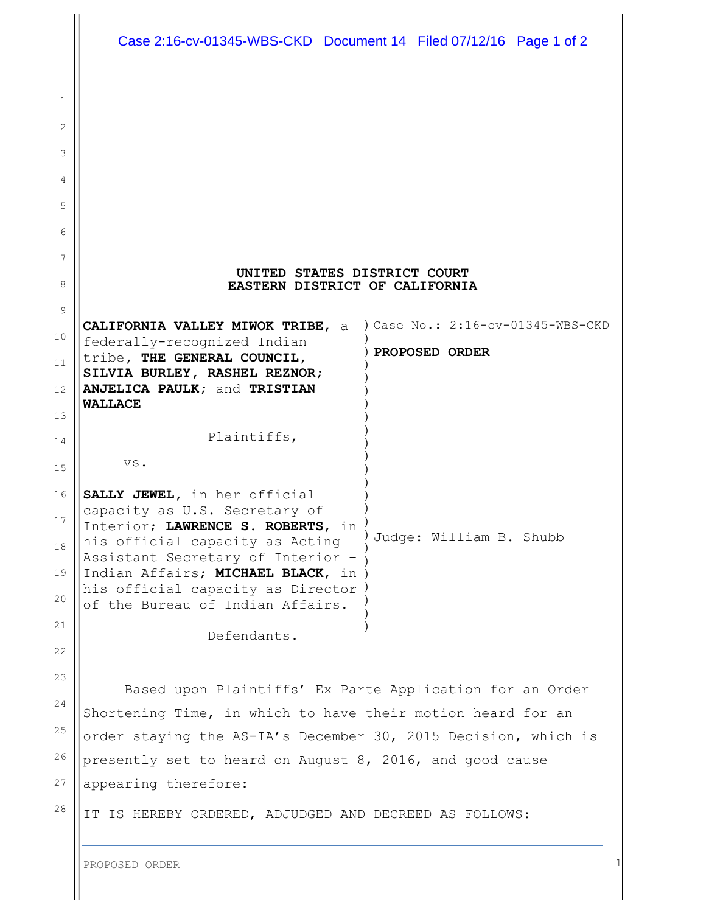**UNITED STATES DISTRICT COURT**
**EASTERN DISTRICT OF CALIFORNIA**

**CALIFORNIA VALLEY MIWOK TRIBE**, a federally-recognized Indian tribe, **THE GENERAL COUNCIL, SILVIA BURLEY, RASHEL REZNOR; ANJELICA PAULK**; and **TRISTIAN WALLACE**

Plaintiffs,

vs.

**SALLY JEWEL**, in her official capacity as U.S. Secretary of Interior; **LAWRENCE S. ROBERTS**, in his official capacity as Acting Assistant Secretary of Interior – Indian Affairs; **MICHAEL BLACK**, in his official capacity as Director of the Bureau of Indian Affairs.

Defendants.

Case No.: 2:16-cv-01345-WBS-CKD

**PROPOSED ORDER**

Judge: William B. Shubb

Based upon Plaintiffs' Ex Parte Application for an Order Shortening Time, in which to have their motion heard for an order staying the AS-IA's December 30, 2015 Decision, which is presently set to heard on August 8, 2016, and good cause appearing therefore:

IT IS HEREBY ORDERED, ADJUDGED AND DECREED AS FOLLOWS: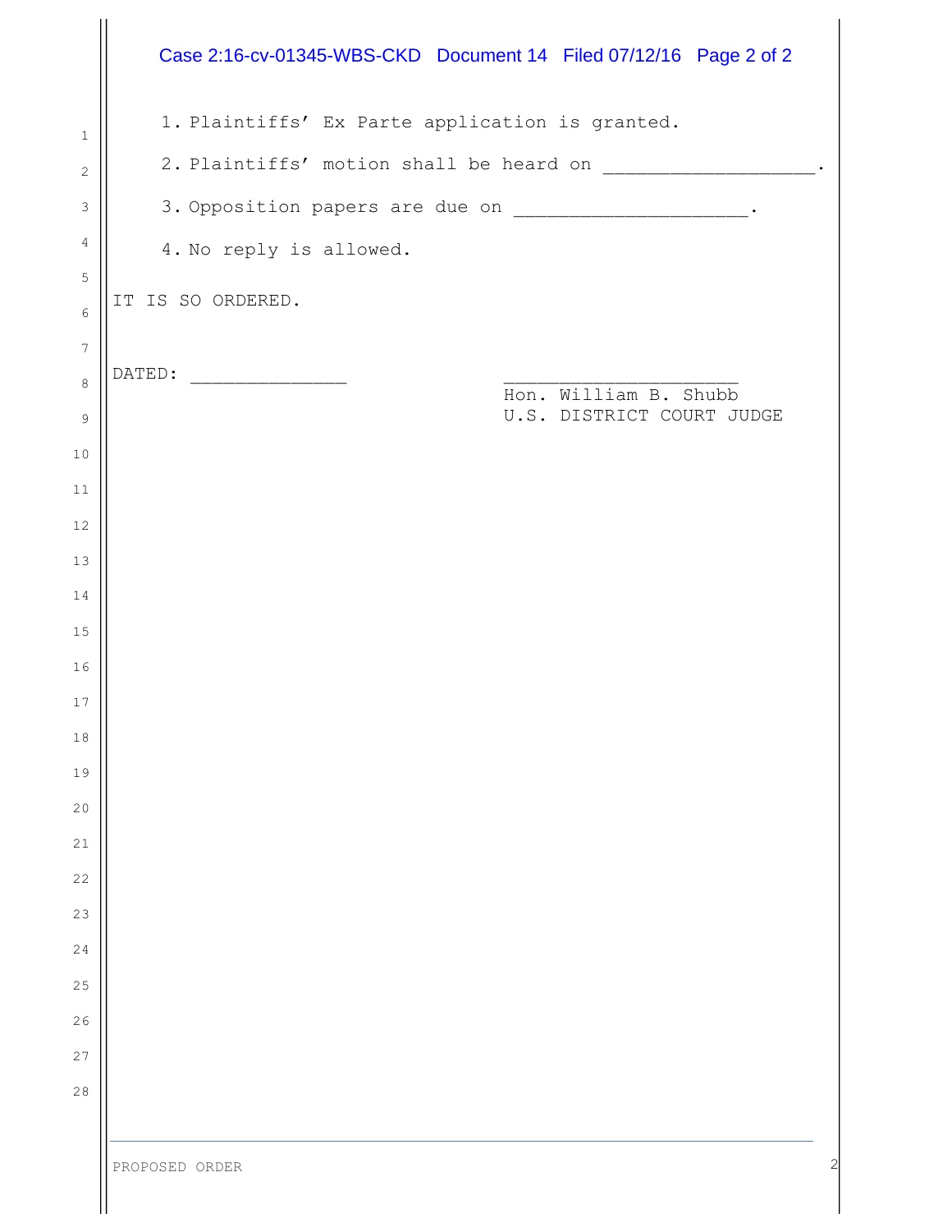1. Plaintiffs' Ex Parte application is granted.
2. Plaintiffs' motion shall be heard on ___________________.
3. Opposition papers are due on _____________________.
4. No reply is allowed.

IT IS SO ORDERED.

DATED: ______________

_____________________
Hon. William B. Shubb
U.S. DISTRICT COURT JUDGE

PROPOSED ORDER